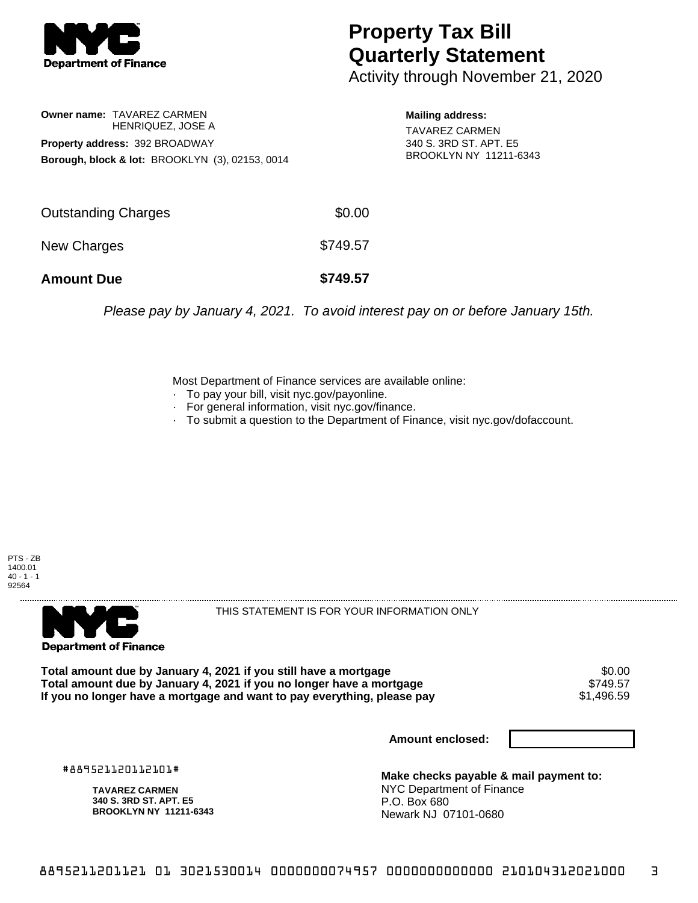# Property Tax Bill Quarterly Statement

Activity through November 21, 2020

**Owner name:** TAVAREZ CARMEN
HENRIQUEZ, JOSE A

**Property address:** 392 BROADWAY

**Borough, block & lot:** BROOKLYN (3), 02153, 0014

**Mailing address:**
TAVAREZ CARMEN
340 S. 3RD ST. APT. E5
BROOKLYN NY 11211-6343

| | |
|---|---|
| Outstanding Charges | $0.00 |
| New Charges | $749.57 |
| **Amount Due** | **$749.57** |

*Please pay by January 4, 2021. To avoid interest pay on or before January 15th.*

Most Department of Finance services are available online:
- To pay your bill, visit nyc.gov/payonline.
- For general information, visit nyc.gov/finance.
- To submit a question to the Department of Finance, visit nyc.gov/dofaccount.

PTS - ZB
1400.01
40 - 1 - 1
92564

THIS STATEMENT IS FOR YOUR INFORMATION ONLY

| | |
|---|---|
| **Total amount due by January 4, 2021 if you still have a mortgage** | $0.00 |
| **Total amount due by January 4, 2021 if you no longer have a mortgage** | $749.57 |
| **If you no longer have a mortgage and want to pay everything, please pay** | $1,496.59 |

**Amount enclosed:**

#889521120112101#

**TAVAREZ CARMEN**
**340 S. 3RD ST. APT. E5**
**BROOKLYN NY 11211-6343**

**Make checks payable & mail payment to:**
NYC Department of Finance
P.O. Box 680
Newark NJ 07101-0680

8895211201121 01 3021530014 0000000074957 0000000000000 210104312021000 3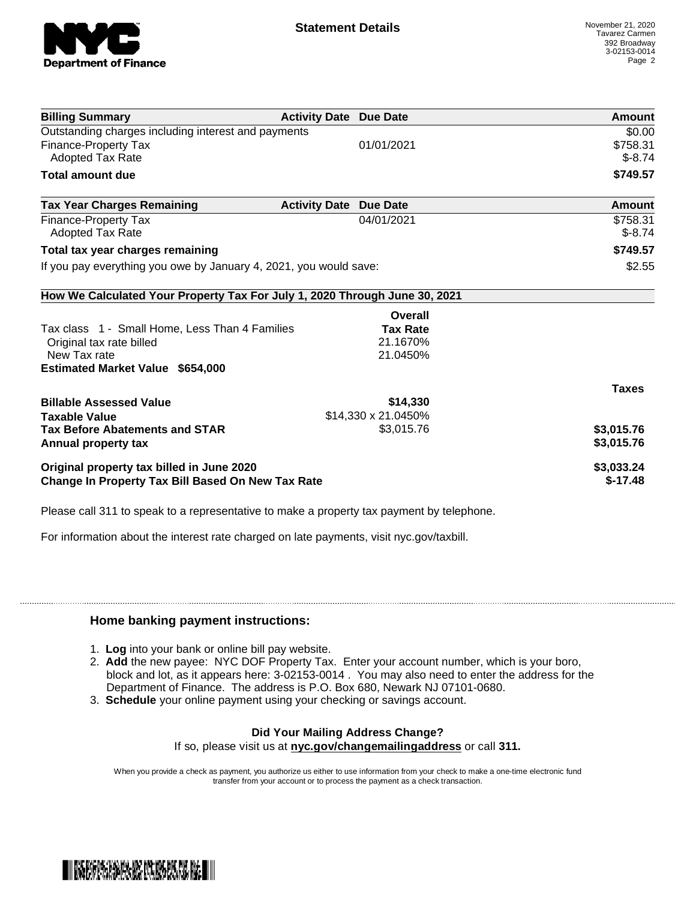# Statement Details

November 21, 2020
Tavarez Carmen
392 Broadway
3-02153-0014

| Billing Summary | Activity Date | Due Date | Amount |
|---|---|---|---|
| Outstanding charges including interest and payments | | | $0.00 |
| Finance-Property Tax | | 01/01/2021 | $758.31 |
| Adopted Tax Rate | | | $-8.74 |
| **Total amount due** | | | **$749.57** |

| Tax Year Charges Remaining | Activity Date | Due Date | Amount |
|---|---|---|---|
| Finance-Property Tax | | 04/01/2021 | $758.31 |
| Adopted Tax Rate | | | $-8.74 |
| **Total tax year charges remaining** | | | **$749.57** |
| If you pay everything you owe by January 4, 2021, you would save: | | | $2.55 |

## How We Calculated Your Property Tax For July 1, 2020 Through June 30, 2021

| | Overall Tax Rate | Taxes |
|---|---|---|
| Tax class 1 - Small Home, Less Than 4 Families | | |
| Original tax rate billed | 21.1670% | |
| New Tax rate | 21.0450% | |
| **Estimated Market Value $654,000** | | |
| **Billable Assessed Value** | $14,330 | |
| **Taxable Value** | $14,330 x 21.0450% | |
| **Tax Before Abatements and STAR** | $3,015.76 | $3,015.76 |
| **Annual property tax** | | $3,015.76 |
| **Original property tax billed in June 2020** | | $3,033.24 |
| **Change In Property Tax Bill Based On New Tax Rate** | | $-17.48 |

Please call 311 to speak to a representative to make a property tax payment by telephone.

For information about the interest rate charged on late payments, visit nyc.gov/taxbill.

### Home banking payment instructions:

1. **Log** into your bank or online bill pay website.
2. **Add** the new payee: NYC DOF Property Tax. Enter your account number, which is your boro, block and lot, as it appears here: 3-02153-0014 . You may also need to enter the address for the Department of Finance. The address is P.O. Box 680, Newark NJ 07101-0680.
3. **Schedule** your online payment using your checking or savings account.

**Did Your Mailing Address Change?**
If so, please visit us at **nyc.gov/changemailingaddress** or call **311.**

When you provide a check as payment, you authorize us either to use information from your check to make a one-time electronic fund transfer from your account or to process the payment as a check transaction.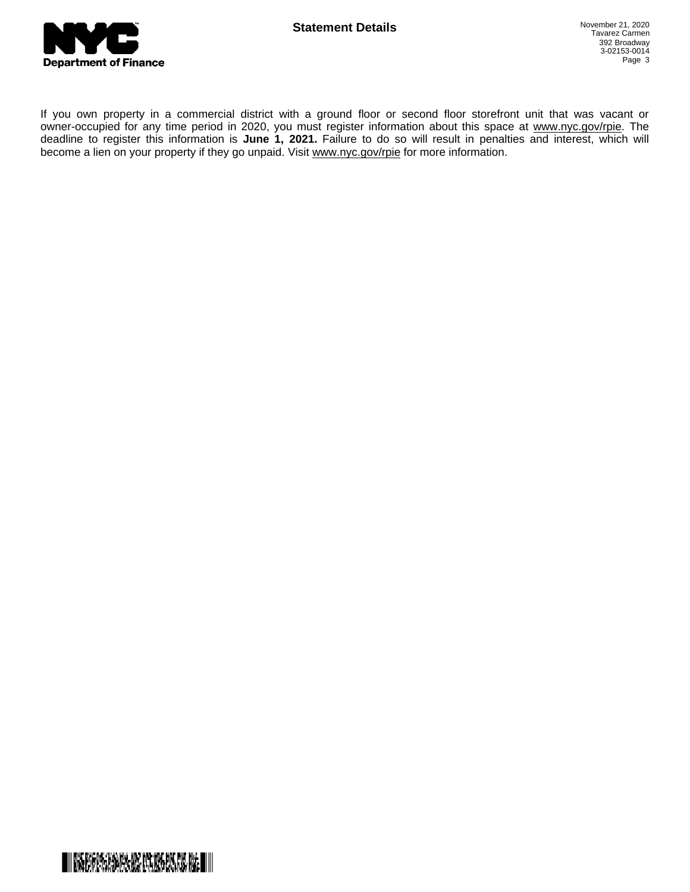If you own property in a commercial district with a ground floor or second floor storefront unit that was vacant or owner-occupied for any time period in 2020, you must register information about this space at www.nyc.gov/rpie. The deadline to register this information is **June 1, 2021.** Failure to do so will result in penalties and interest, which will become a lien on your property if they go unpaid. Visit www.nyc.gov/rpie for more information.